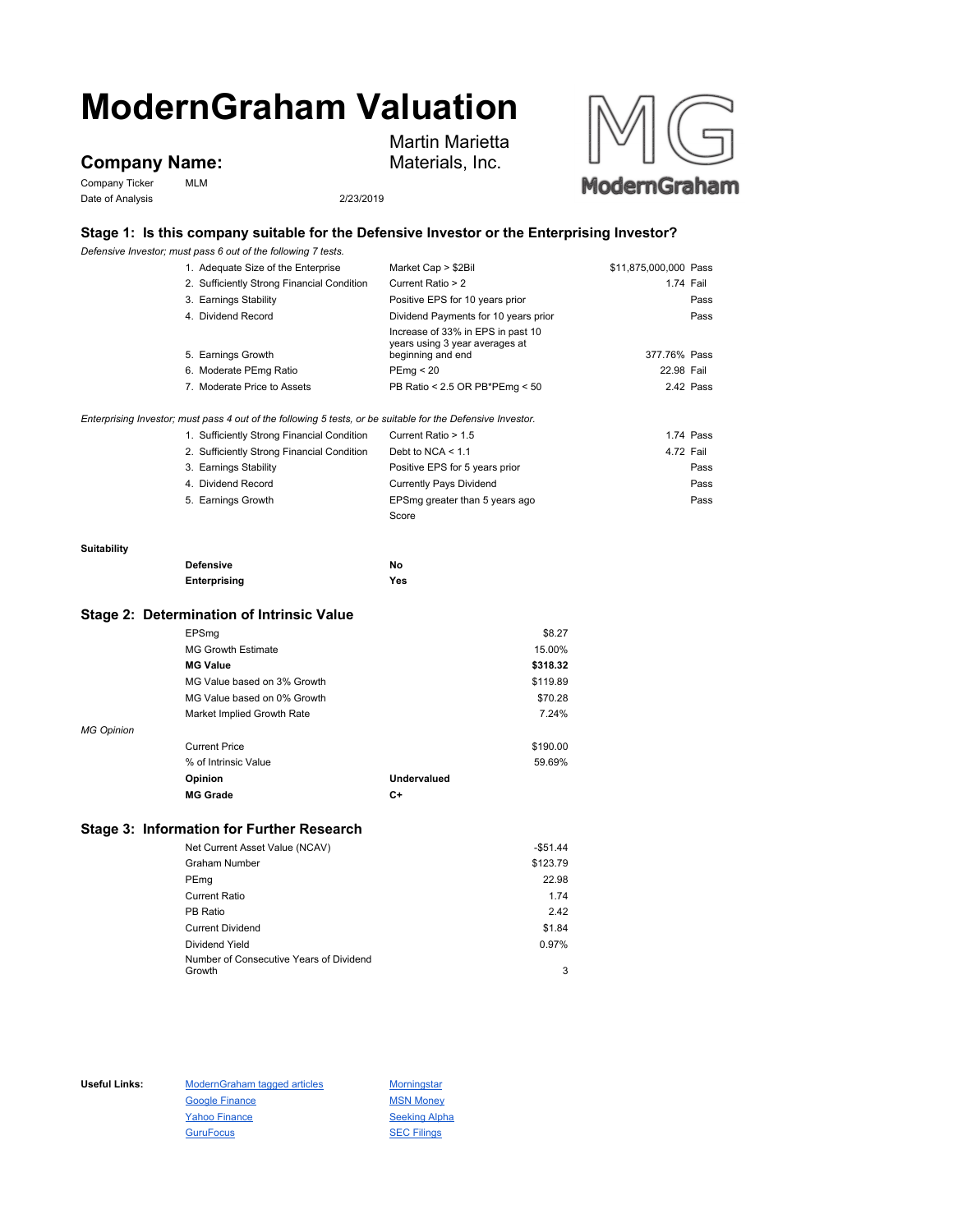# ModernGraham Valuation

## Company Name:

Martin Marietta Materials, Inc.

Company Ticker: MLM

Date of Analysis: 2/23/2019

### Stage 1: Is this company suitable for the Defensive Investor or the Enterprising Investor?

*Defensive Investor; must pass 6 out of the following 7 tests.*

| Test | Criteria | Value | Result |
|---|---|---|---|
| 1. Adequate Size of the Enterprise | Market Cap > $2Bil | $11,875,000,000 | Pass |
| 2. Sufficiently Strong Financial Condition | Current Ratio > 2 | 1.74 | Fail |
| 3. Earnings Stability | Positive EPS for 10 years prior | | Pass |
| 4. Dividend Record | Dividend Payments for 10 years prior | | Pass |
| 5. Earnings Growth | Increase of 33% in EPS in past 10 years using 3 year averages at beginning and end | 377.76% | Pass |
| 6. Moderate PEmg Ratio | PEmg < 20 | 22.98 | Fail |
| 7. Moderate Price to Assets | PB Ratio < 2.5 OR PB*PEmg < 50 | 2.42 | Pass |

*Enterprising Investor; must pass 4 out of the following 5 tests, or be suitable for the Defensive Investor.*

| Test | Criteria | Value | Result |
|---|---|---|---|
| 1. Sufficiently Strong Financial Condition | Current Ratio > 1.5 | 1.74 | Pass |
| 2. Sufficiently Strong Financial Condition | Debt to NCA < 1.1 | 4.72 | Fail |
| 3. Earnings Stability | Positive EPS for 5 years prior | | Pass |
| 4. Dividend Record | Currently Pays Dividend | | Pass |
| 5. Earnings Growth | EPSmg greater than 5 years ago | | Pass |
| | Score | | |

**Suitability**

| | |
|---|---|
| **Defensive** | **No** |
| **Enterprising** | **Yes** |

### Stage 2: Determination of Intrinsic Value

| | |
|---|---|
| EPSmg | $8.27 |
| MG Growth Estimate | 15.00% |
| **MG Value** | **$318.32** |
| MG Value based on 3% Growth | $119.89 |
| MG Value based on 0% Growth | $70.28 |
| Market Implied Growth Rate | 7.24% |

*MG Opinion*

| | |
|---|---|
| Current Price | $190.00 |
| % of Intrinsic Value | 59.69% |
| **Opinion** | **Undervalued** |
| **MG Grade** | **C+** |

### Stage 3: Information for Further Research

| | |
|---|---|
| Net Current Asset Value (NCAV) | -$51.44 |
| Graham Number | $123.79 |
| PEmg | 22.98 |
| Current Ratio | 1.74 |
| PB Ratio | 2.42 |
| Current Dividend | $1.84 |
| Dividend Yield | 0.97% |
| Number of Consecutive Years of Dividend Growth | 3 |

**Useful Links:**

- ModernGraham tagged articles
- Google Finance
- Yahoo Finance
- GuruFocus
- Morningstar
- MSN Money
- Seeking Alpha
- SEC Filings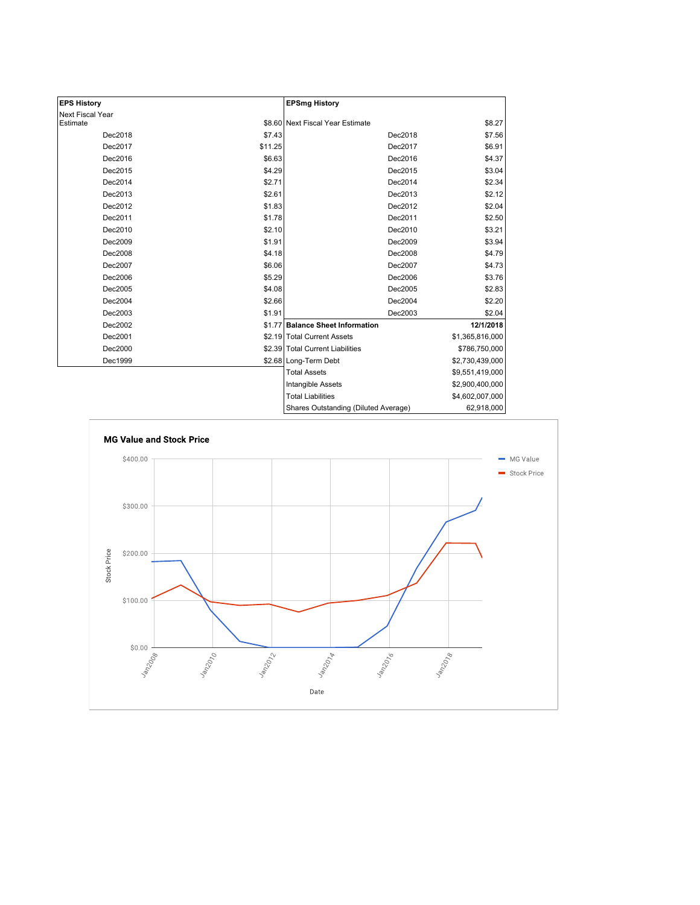| EPS History | |
|---|---|
| Next Fiscal Year Estimate | $8.60 |
| Dec2018 | $7.43 |
| Dec2017 | $11.25 |
| Dec2016 | $6.63 |
| Dec2015 | $4.29 |
| Dec2014 | $2.71 |
| Dec2013 | $2.61 |
| Dec2012 | $1.83 |
| Dec2011 | $1.78 |
| Dec2010 | $2.10 |
| Dec2009 | $1.91 |
| Dec2008 | $4.18 |
| Dec2007 | $6.06 |
| Dec2006 | $5.29 |
| Dec2005 | $4.08 |
| Dec2004 | $2.66 |
| Dec2003 | $1.91 |
| Dec2002 | $1.77 |
| Dec2001 | $2.19 |
| Dec2000 | $2.39 |
| Dec1999 | $2.68 |

| EPSmg History | |
|---|---|
| Next Fiscal Year Estimate | $8.27 |
| Dec2018 | $7.56 |
| Dec2017 | $6.91 |
| Dec2016 | $4.37 |
| Dec2015 | $3.04 |
| Dec2014 | $2.34 |
| Dec2013 | $2.12 |
| Dec2012 | $2.04 |
| Dec2011 | $2.50 |
| Dec2010 | $3.21 |
| Dec2009 | $3.94 |
| Dec2008 | $4.79 |
| Dec2007 | $4.73 |
| Dec2006 | $3.76 |
| Dec2005 | $2.83 |
| Dec2004 | $2.20 |
| Dec2003 | $2.04 |

| Balance Sheet Information | 12/1/2018 |
|---|---|
| Total Current Assets | $1,365,816,000 |
| Total Current Liabilities | $786,750,000 |
| Long-Term Debt | $2,730,439,000 |
| Total Assets | $9,551,419,000 |
| Intangible Assets | $2,900,400,000 |
| Total Liabilities | $4,602,007,000 |
| Shares Outstanding (Diluted Average) | 62,918,000 |

**MG Value and Stock Price**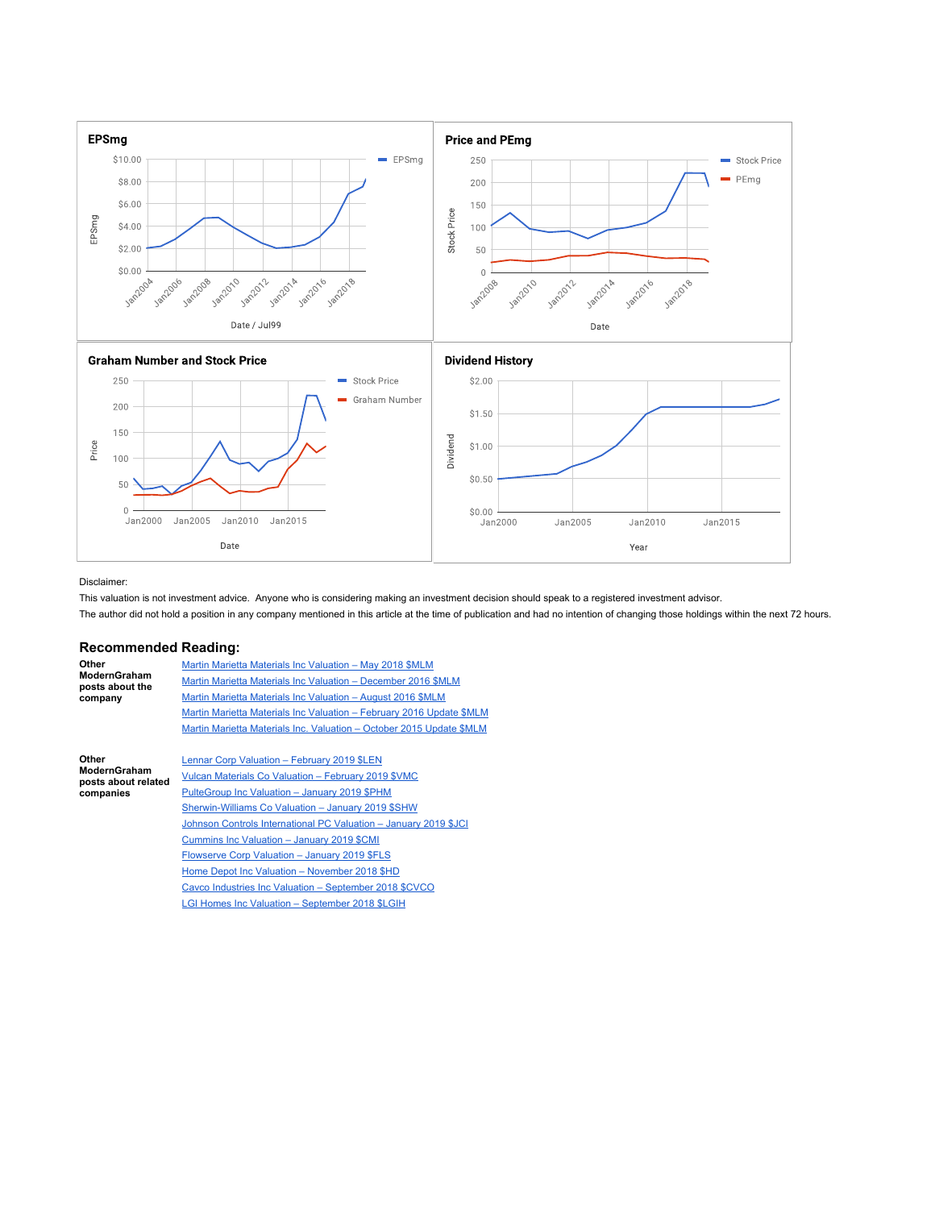**EPSmg**

$10.00
$8.00
$6.00
$4.00
$2.00
$0.00

EPSmg

Jan2004 Jan2006 Jan2008 Jan2010 Jan2012 Jan2014 Jan2016 Jan2018

Date / Jul99

**Price and PEmg**

250
200
150
100
50
0

Stock Price

Stock Price
PEmg

Jan2008 Jan2010 Jan2012 Jan2014 Jan2016 Jan2018

Date

**Graham Number and Stock Price**

250
200
150
100
50
0

Price

Stock Price
Graham Number

Jan2000 Jan2005 Jan2010 Jan2015

Date

**Dividend History**

$2.00
$1.50
$1.00
$0.50
$0.00

Dividend

Jan2000 Jan2005 Jan2010 Jan2015

Year

Disclaimer:

This valuation is not investment advice. Anyone who is considering making an investment decision should speak to a registered investment advisor.

The author did not hold a position in any company mentioned in this article at the time of publication and had no intention of changing those holdings within the next 72 hours.

## Recommended Reading:

**Other ModernGraham posts about the company**

- Martin Marietta Materials Inc Valuation – May 2018 $MLM
- Martin Marietta Materials Inc Valuation – December 2016 $MLM
- Martin Marietta Materials Inc Valuation – August 2016 $MLM
- Martin Marietta Materials Inc Valuation – February 2016 Update $MLM
- Martin Marietta Materials Inc. Valuation – October 2015 Update $MLM

**Other ModernGraham posts about related companies**

- Lennar Corp Valuation – February 2019 $LEN
- Vulcan Materials Co Valuation – February 2019 $VMC
- PulteGroup Inc Valuation – January 2019 $PHM
- Sherwin-Williams Co Valuation – January 2019 $SHW
- Johnson Controls International PC Valuation – January 2019 $JCI
- Cummins Inc Valuation – January 2019 $CMI
- Flowserve Corp Valuation – January 2019 $FLS
- Home Depot Inc Valuation – November 2018 $HD
- Cavco Industries Inc Valuation – September 2018 $CVCO
- LGI Homes Inc Valuation – September 2018 $LGIH